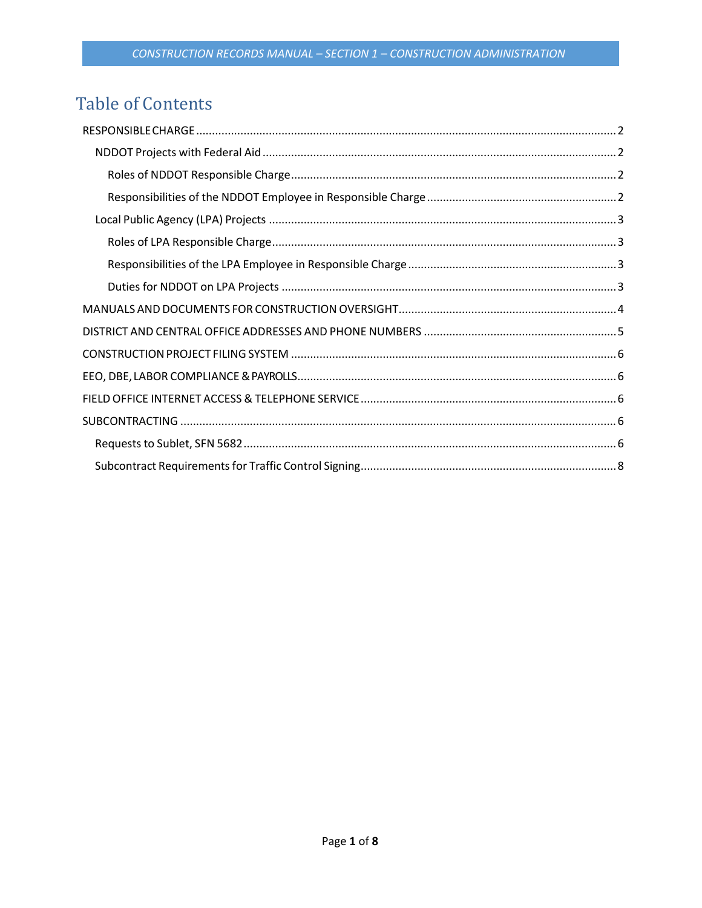# Table of Contents

- RESPONSIBLE CHARGE ..... 2
  - NDDOT Projects with Federal Aid ..... 2
    - Roles of NDDOT Responsible Charge ..... 2
    - Responsibilities of the NDDOT Employee in Responsible Charge ..... 2
  - Local Public Agency (LPA) Projects ..... 3
    - Roles of LPA Responsible Charge ..... 3
    - Responsibilities of the LPA Employee in Responsible Charge ..... 3
    - Duties for NDDOT on LPA Projects ..... 3
- MANUALS AND DOCUMENTS FOR CONSTRUCTION OVERSIGHT ..... 4
- DISTRICT AND CENTRAL OFFICE ADDRESSES AND PHONE NUMBERS ..... 5
- CONSTRUCTION PROJECT FILING SYSTEM ..... 6
- EEO, DBE, LABOR COMPLIANCE & PAYROLLS ..... 6
- FIELD OFFICE INTERNET ACCESS & TELEPHONE SERVICE ..... 6
- SUBCONTRACTING ..... 6
  - Requests to Sublet, SFN 5682 ..... 6
  - Subcontract Requirements for Traffic Control Signing ..... 8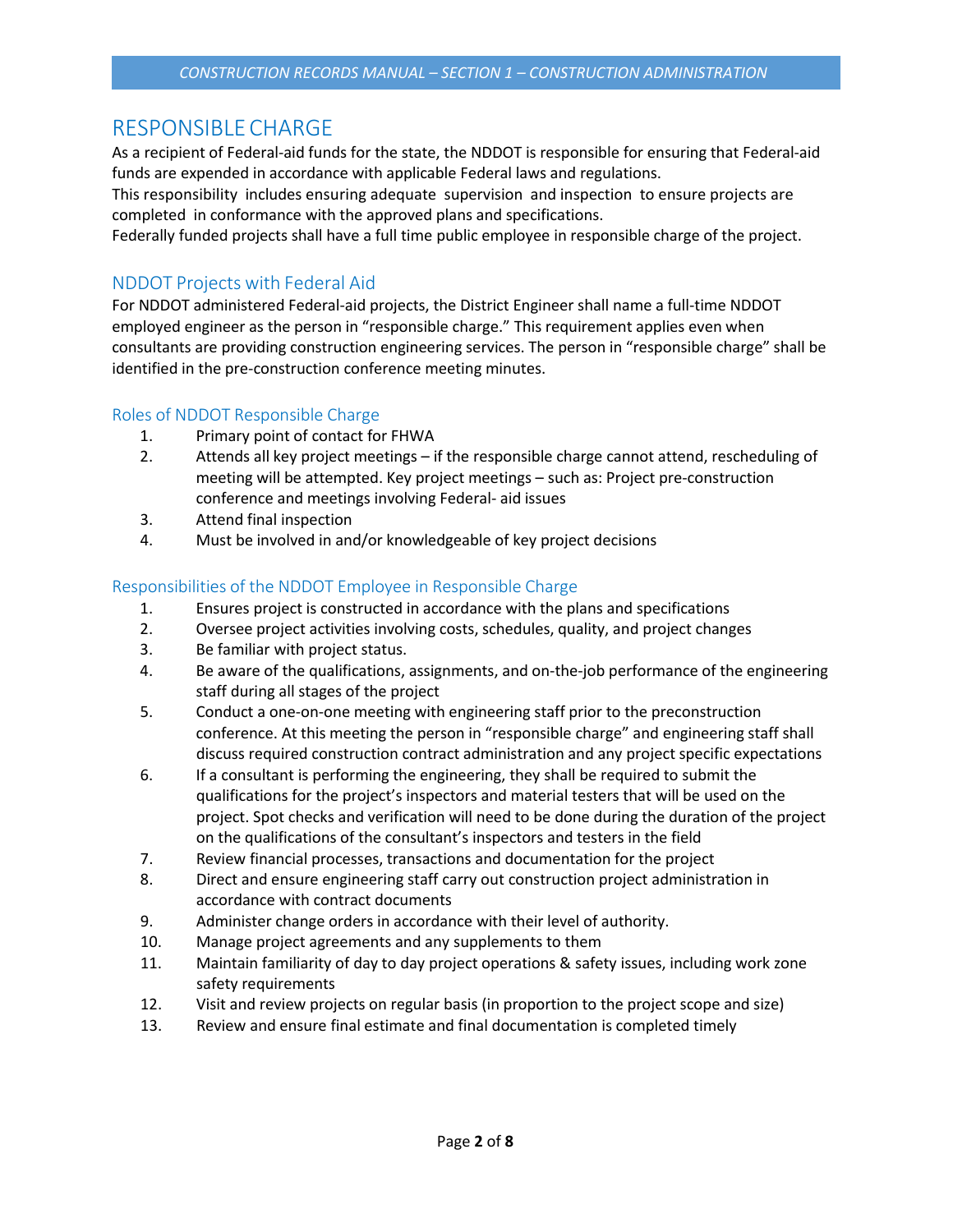# RESPONSIBLE CHARGE

As a recipient of Federal-aid funds for the state, the NDDOT is responsible for ensuring that Federal-aid funds are expended in accordance with applicable Federal laws and regulations.
This responsibility includes ensuring adequate supervision and inspection to ensure projects are completed in conformance with the approved plans and specifications.
Federally funded projects shall have a full time public employee in responsible charge of the project.

## NDDOT Projects with Federal Aid

For NDDOT administered Federal-aid projects, the District Engineer shall name a full-time NDDOT employed engineer as the person in "responsible charge." This requirement applies even when consultants are providing construction engineering services. The person in "responsible charge" shall be identified in the pre-construction conference meeting minutes.

### Roles of NDDOT Responsible Charge

1. Primary point of contact for FHWA
2. Attends all key project meetings – if the responsible charge cannot attend, rescheduling of meeting will be attempted. Key project meetings – such as: Project pre-construction conference and meetings involving Federal- aid issues
3. Attend final inspection
4. Must be involved in and/or knowledgeable of key project decisions

### Responsibilities of the NDDOT Employee in Responsible Charge

1. Ensures project is constructed in accordance with the plans and specifications
2. Oversee project activities involving costs, schedules, quality, and project changes
3. Be familiar with project status.
4. Be aware of the qualifications, assignments, and on-the-job performance of the engineering staff during all stages of the project
5. Conduct a one-on-one meeting with engineering staff prior to the preconstruction conference. At this meeting the person in "responsible charge" and engineering staff shall discuss required construction contract administration and any project specific expectations
6. If a consultant is performing the engineering, they shall be required to submit the qualifications for the project's inspectors and material testers that will be used on the project. Spot checks and verification will need to be done during the duration of the project on the qualifications of the consultant's inspectors and testers in the field
7. Review financial processes, transactions and documentation for the project
8. Direct and ensure engineering staff carry out construction project administration in accordance with contract documents
9. Administer change orders in accordance with their level of authority.
10. Manage project agreements and any supplements to them
11. Maintain familiarity of day to day project operations & safety issues, including work zone safety requirements
12. Visit and review projects on regular basis (in proportion to the project scope and size)
13. Review and ensure final estimate and final documentation is completed timely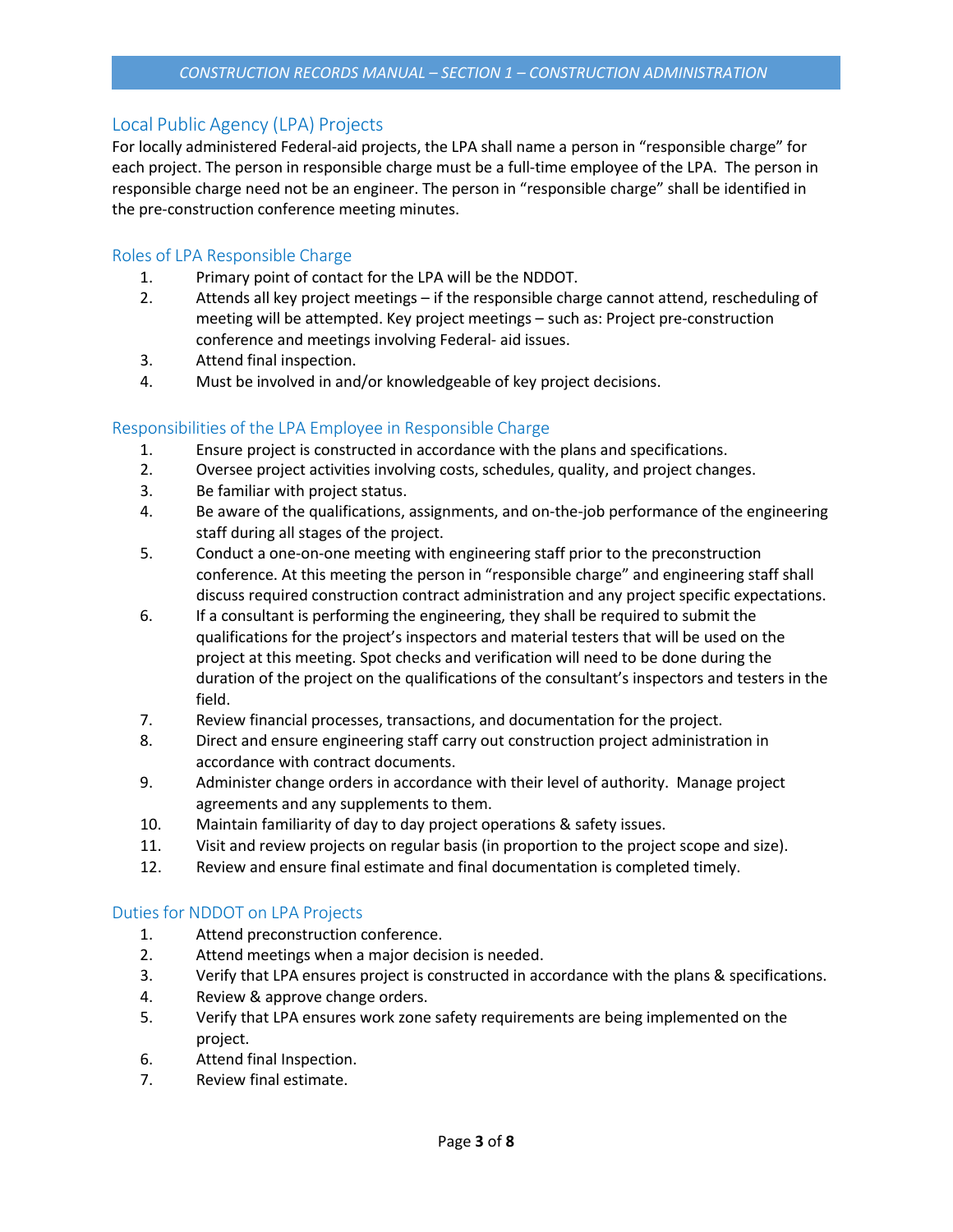## Local Public Agency (LPA) Projects

For locally administered Federal-aid projects, the LPA shall name a person in "responsible charge" for each project. The person in responsible charge must be a full-time employee of the LPA. The person in responsible charge need not be an engineer. The person in "responsible charge" shall be identified in the pre-construction conference meeting minutes.

### Roles of LPA Responsible Charge

1. Primary point of contact for the LPA will be the NDDOT.
2. Attends all key project meetings – if the responsible charge cannot attend, rescheduling of meeting will be attempted. Key project meetings – such as: Project pre-construction conference and meetings involving Federal- aid issues.
3. Attend final inspection.
4. Must be involved in and/or knowledgeable of key project decisions.

### Responsibilities of the LPA Employee in Responsible Charge

1. Ensure project is constructed in accordance with the plans and specifications.
2. Oversee project activities involving costs, schedules, quality, and project changes.
3. Be familiar with project status.
4. Be aware of the qualifications, assignments, and on-the-job performance of the engineering staff during all stages of the project.
5. Conduct a one-on-one meeting with engineering staff prior to the preconstruction conference. At this meeting the person in "responsible charge" and engineering staff shall discuss required construction contract administration and any project specific expectations.
6. If a consultant is performing the engineering, they shall be required to submit the qualifications for the project's inspectors and material testers that will be used on the project at this meeting. Spot checks and verification will need to be done during the duration of the project on the qualifications of the consultant's inspectors and testers in the field.
7. Review financial processes, transactions, and documentation for the project.
8. Direct and ensure engineering staff carry out construction project administration in accordance with contract documents.
9. Administer change orders in accordance with their level of authority. Manage project agreements and any supplements to them.
10. Maintain familiarity of day to day project operations & safety issues.
11. Visit and review projects on regular basis (in proportion to the project scope and size).
12. Review and ensure final estimate and final documentation is completed timely.

### Duties for NDDOT on LPA Projects

1. Attend preconstruction conference.
2. Attend meetings when a major decision is needed.
3. Verify that LPA ensures project is constructed in accordance with the plans & specifications.
4. Review & approve change orders.
5. Verify that LPA ensures work zone safety requirements are being implemented on the project.
6. Attend final Inspection.
7. Review final estimate.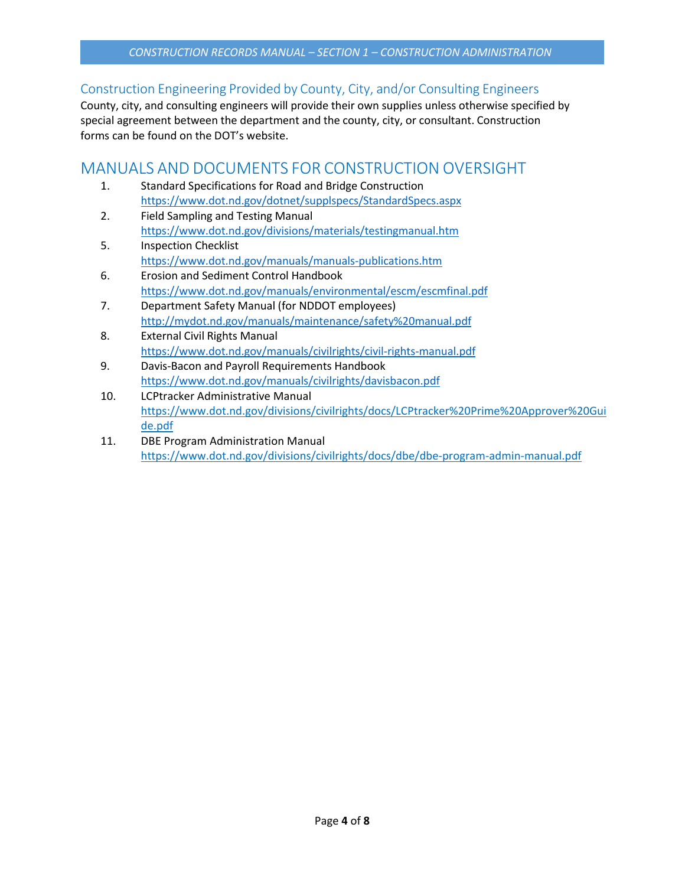### Construction Engineering Provided by County, City, and/or Consulting Engineers

County, city, and consulting engineers will provide their own supplies unless otherwise specified by special agreement between the department and the county, city, or consultant. Construction forms can be found on the DOT's website.

## MANUALS AND DOCUMENTS FOR CONSTRUCTION OVERSIGHT

1. Standard Specifications for Road and Bridge Construction
   https://www.dot.nd.gov/dotnet/supplspecs/StandardSpecs.aspx
2. Field Sampling and Testing Manual
   https://www.dot.nd.gov/divisions/materials/testingmanual.htm
5. Inspection Checklist
   https://www.dot.nd.gov/manuals/manuals-publications.htm
6. Erosion and Sediment Control Handbook
   https://www.dot.nd.gov/manuals/environmental/escm/escmfinal.pdf
7. Department Safety Manual (for NDDOT employees)
   http://mydot.nd.gov/manuals/maintenance/safety%20manual.pdf
8. External Civil Rights Manual
   https://www.dot.nd.gov/manuals/civilrights/civil-rights-manual.pdf
9. Davis-Bacon and Payroll Requirements Handbook
   https://www.dot.nd.gov/manuals/civilrights/davisbacon.pdf
10. LCPtracker Administrative Manual
    https://www.dot.nd.gov/divisions/civilrights/docs/LCPtracker%20Prime%20Approver%20Guide.pdf
11. DBE Program Administration Manual
    https://www.dot.nd.gov/divisions/civilrights/docs/dbe/dbe-program-admin-manual.pdf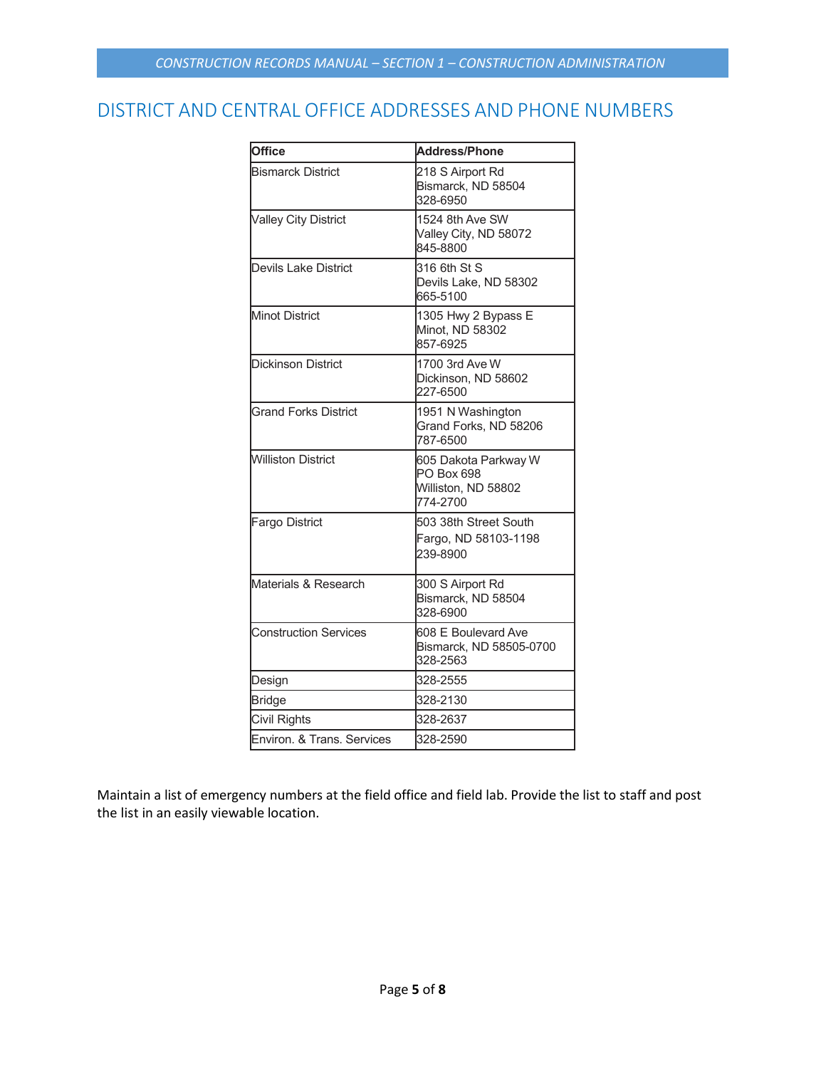## DISTRICT AND CENTRAL OFFICE ADDRESSES AND PHONE NUMBERS

| Office | Address/Phone |
|---|---|
| Bismarck District | 218 S Airport Rd<br>Bismarck, ND 58504<br>328-6950 |
| Valley City District | 1524 8th Ave SW<br>Valley City, ND 58072<br>845-8800 |
| Devils Lake District | 316 6th St S<br>Devils Lake, ND 58302<br>665-5100 |
| Minot District | 1305 Hwy 2 Bypass E<br>Minot, ND 58302<br>857-6925 |
| Dickinson District | 1700 3rd Ave W<br>Dickinson, ND 58602<br>227-6500 |
| Grand Forks District | 1951 N Washington<br>Grand Forks, ND 58206<br>787-6500 |
| Williston District | 605 Dakota Parkway W<br>PO Box 698<br>Williston, ND 58802<br>774-2700 |
| Fargo District | 503 38th Street South<br>Fargo, ND 58103-1198<br>239-8900 |
| Materials & Research | 300 S Airport Rd<br>Bismarck, ND 58504<br>328-6900 |
| Construction Services | 608 E Boulevard Ave<br>Bismarck, ND 58505-0700<br>328-2563 |
| Design | 328-2555 |
| Bridge | 328-2130 |
| Civil Rights | 328-2637 |
| Environ. & Trans. Services | 328-2590 |

Maintain a list of emergency numbers at the field office and field lab. Provide the list to staff and post the list in an easily viewable location.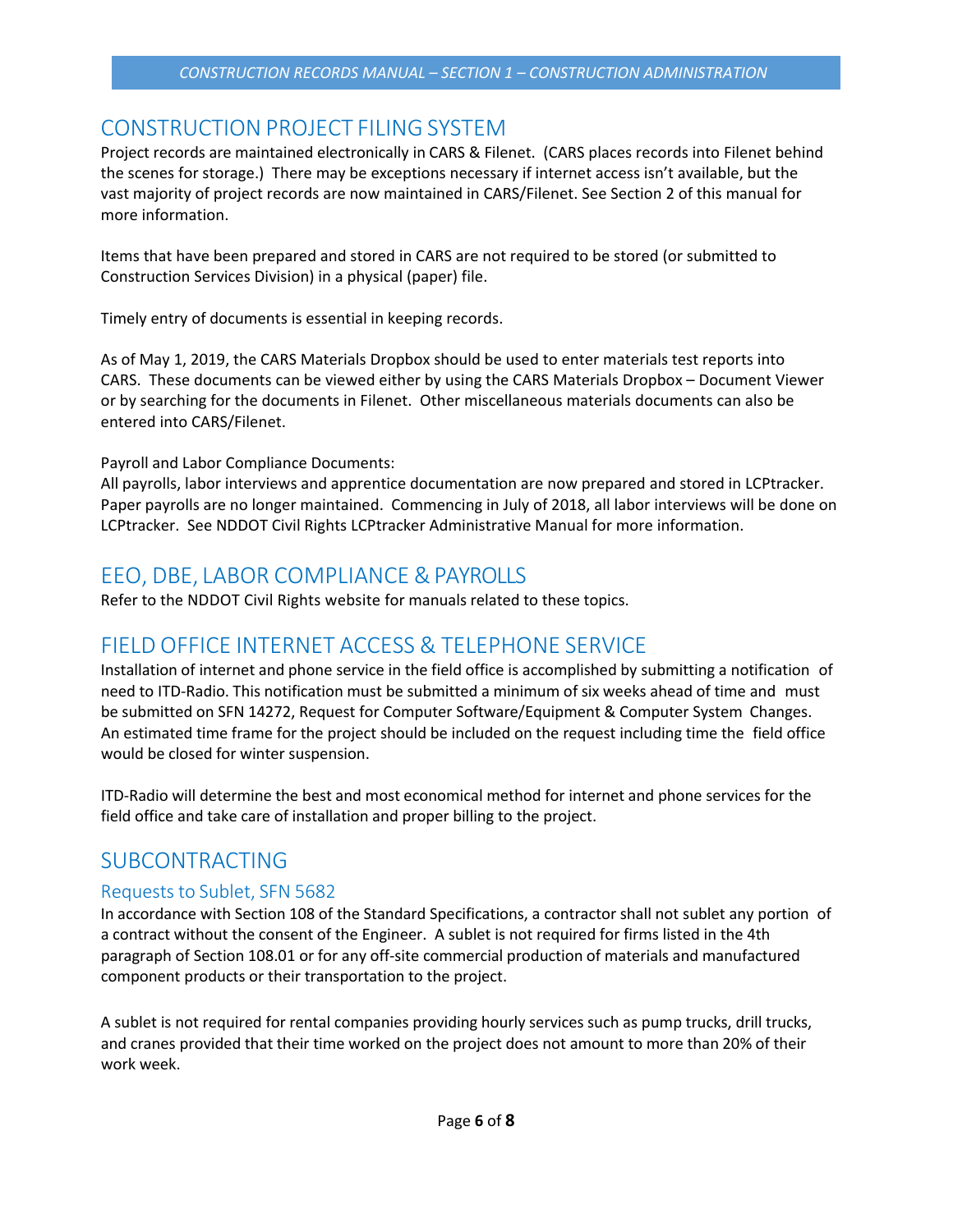## CONSTRUCTION PROJECT FILING SYSTEM

Project records are maintained electronically in CARS & Filenet. (CARS places records into Filenet behind the scenes for storage.) There may be exceptions necessary if internet access isn't available, but the vast majority of project records are now maintained in CARS/Filenet. See Section 2 of this manual for more information.

Items that have been prepared and stored in CARS are not required to be stored (or submitted to Construction Services Division) in a physical (paper) file.

Timely entry of documents is essential in keeping records.

As of May 1, 2019, the CARS Materials Dropbox should be used to enter materials test reports into CARS. These documents can be viewed either by using the CARS Materials Dropbox – Document Viewer or by searching for the documents in Filenet. Other miscellaneous materials documents can also be entered into CARS/Filenet.

Payroll and Labor Compliance Documents:
All payrolls, labor interviews and apprentice documentation are now prepared and stored in LCPtracker. Paper payrolls are no longer maintained. Commencing in July of 2018, all labor interviews will be done on LCPtracker. See NDDOT Civil Rights LCPtracker Administrative Manual for more information.

## EEO, DBE, LABOR COMPLIANCE & PAYROLLS

Refer to the NDDOT Civil Rights website for manuals related to these topics.

## FIELD OFFICE INTERNET ACCESS & TELEPHONE SERVICE

Installation of internet and phone service in the field office is accomplished by submitting a notification of need to ITD-Radio. This notification must be submitted a minimum of six weeks ahead of time and must be submitted on SFN 14272, Request for Computer Software/Equipment & Computer System Changes. An estimated time frame for the project should be included on the request including time the field office would be closed for winter suspension.

ITD-Radio will determine the best and most economical method for internet and phone services for the field office and take care of installation and proper billing to the project.

## SUBCONTRACTING

### Requests to Sublet, SFN 5682

In accordance with Section 108 of the Standard Specifications, a contractor shall not sublet any portion of a contract without the consent of the Engineer. A sublet is not required for firms listed in the 4th paragraph of Section 108.01 or for any off-site commercial production of materials and manufactured component products or their transportation to the project.

A sublet is not required for rental companies providing hourly services such as pump trucks, drill trucks, and cranes provided that their time worked on the project does not amount to more than 20% of their work week.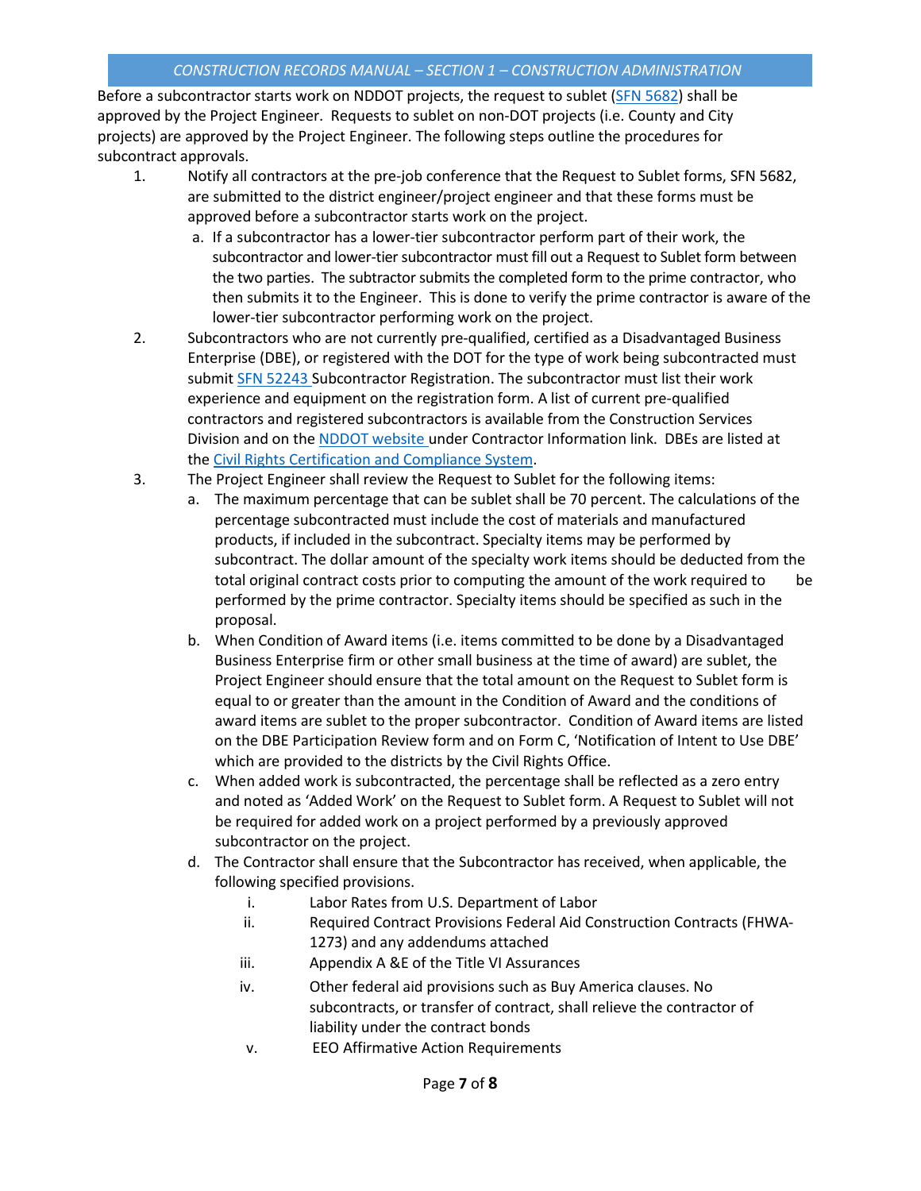Before a subcontractor starts work on NDDOT projects, the request to sublet (SFN 5682) shall be approved by the Project Engineer. Requests to sublet on non-DOT projects (i.e. County and City projects) are approved by the Project Engineer. The following steps outline the procedures for subcontract approvals.

1. Notify all contractors at the pre-job conference that the Request to Sublet forms, SFN 5682, are submitted to the district engineer/project engineer and that these forms must be approved before a subcontractor starts work on the project.
   a. If a subcontractor has a lower-tier subcontractor perform part of their work, the subcontractor and lower-tier subcontractor must fill out a Request to Sublet form between the two parties. The subtractor submits the completed form to the prime contractor, who then submits it to the Engineer. This is done to verify the prime contractor is aware of the lower-tier subcontractor performing work on the project.
2. Subcontractors who are not currently pre-qualified, certified as a Disadvantaged Business Enterprise (DBE), or registered with the DOT for the type of work being subcontracted must submit SFN 52243 Subcontractor Registration. The subcontractor must list their work experience and equipment on the registration form. A list of current pre-qualified contractors and registered subcontractors is available from the Construction Services Division and on the NDDOT website under Contractor Information link. DBEs are listed at the Civil Rights Certification and Compliance System.
3. The Project Engineer shall review the Request to Sublet for the following items:
   a. The maximum percentage that can be sublet shall be 70 percent. The calculations of the percentage subcontracted must include the cost of materials and manufactured products, if included in the subcontract. Specialty items may be performed by subcontract. The dollar amount of the specialty work items should be deducted from the total original contract costs prior to computing the amount of the work required to be performed by the prime contractor. Specialty items should be specified as such in the proposal.
   b. When Condition of Award items (i.e. items committed to be done by a Disadvantaged Business Enterprise firm or other small business at the time of award) are sublet, the Project Engineer should ensure that the total amount on the Request to Sublet form is equal to or greater than the amount in the Condition of Award and the conditions of award items are sublet to the proper subcontractor. Condition of Award items are listed on the DBE Participation Review form and on Form C, 'Notification of Intent to Use DBE' which are provided to the districts by the Civil Rights Office.
   c. When added work is subcontracted, the percentage shall be reflected as a zero entry and noted as 'Added Work' on the Request to Sublet form. A Request to Sublet will not be required for added work on a project performed by a previously approved subcontractor on the project.
   d. The Contractor shall ensure that the Subcontractor has received, when applicable, the following specified provisions.
      i. Labor Rates from U.S. Department of Labor
      ii. Required Contract Provisions Federal Aid Construction Contracts (FHWA-1273) and any addendums attached
      iii. Appendix A &E of the Title VI Assurances
      iv. Other federal aid provisions such as Buy America clauses. No subcontracts, or transfer of contract, shall relieve the contractor of liability under the contract bonds
      v. EEO Affirmative Action Requirements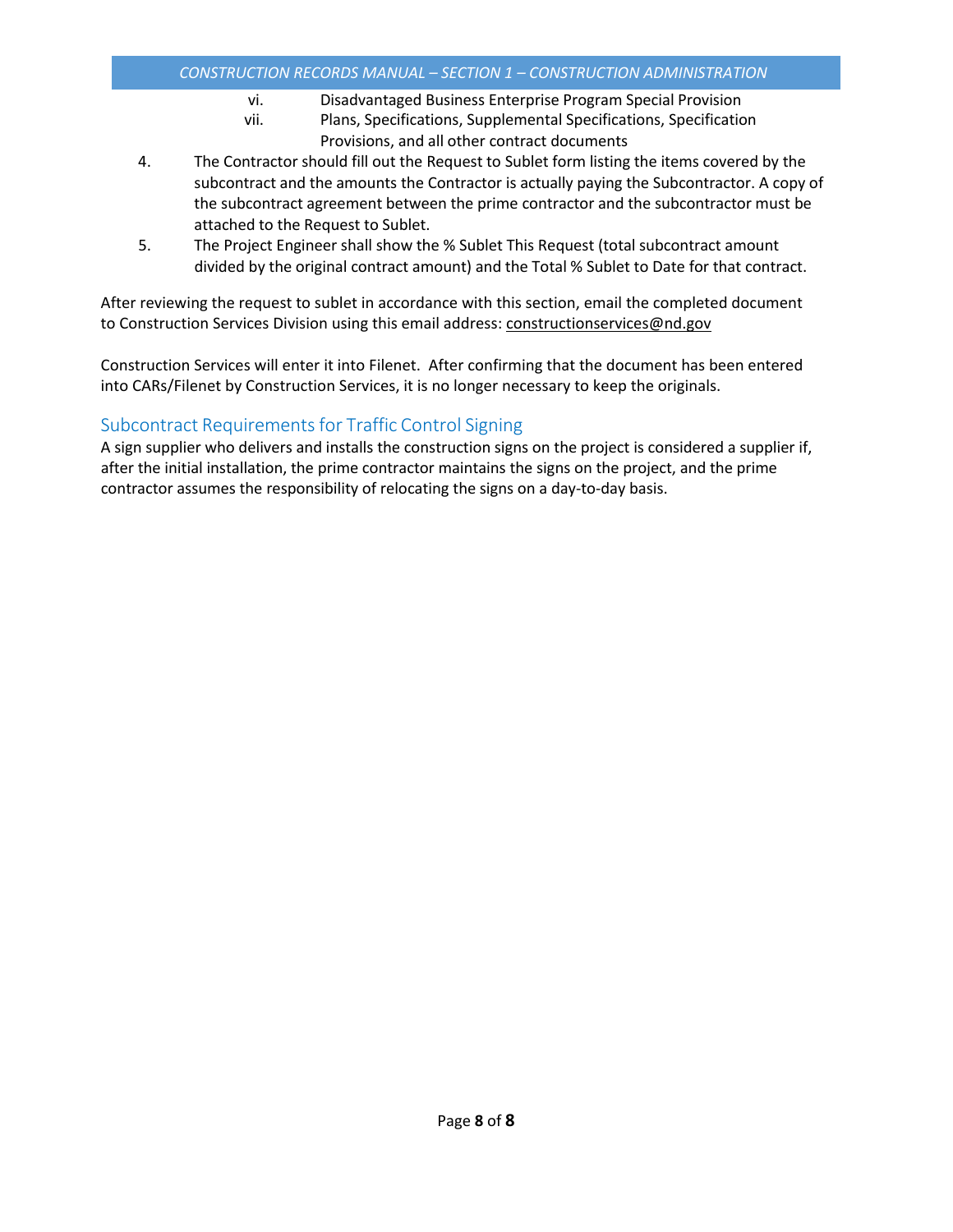vi. Disadvantaged Business Enterprise Program Special Provision
   vii. Plans, Specifications, Supplemental Specifications, Specification Provisions, and all other contract documents

4. The Contractor should fill out the Request to Sublet form listing the items covered by the subcontract and the amounts the Contractor is actually paying the Subcontractor. A copy of the subcontract agreement between the prime contractor and the subcontractor must be attached to the Request to Sublet.
5. The Project Engineer shall show the % Sublet This Request (total subcontract amount divided by the original contract amount) and the Total % Sublet to Date for that contract.

After reviewing the request to sublet in accordance with this section, email the completed document to Construction Services Division using this email address: constructionservices@nd.gov

Construction Services will enter it into Filenet. After confirming that the document has been entered into CARs/Filenet by Construction Services, it is no longer necessary to keep the originals.

## Subcontract Requirements for Traffic Control Signing

A sign supplier who delivers and installs the construction signs on the project is considered a supplier if, after the initial installation, the prime contractor maintains the signs on the project, and the prime contractor assumes the responsibility of relocating the signs on a day-to-day basis.